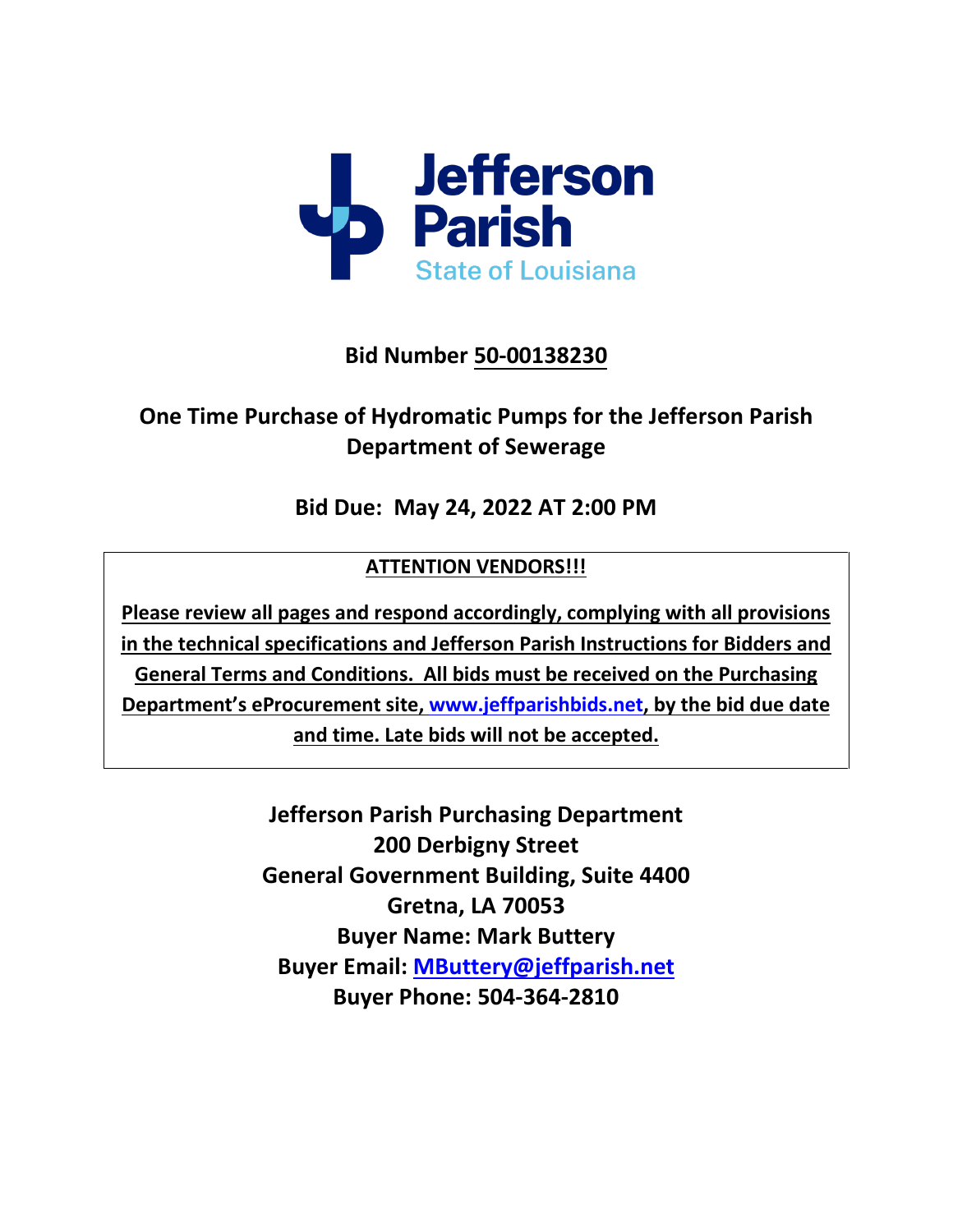Jefferson Parish
State of Louisiana

**Bid Number 50-00138230**

# One Time Purchase of Hydromatic Pumps for the Jefferson Parish Department of Sewerage

**Bid Due: May 24, 2022 AT 2:00 PM**

**ATTENTION VENDORS!!!**

**Please review all pages and respond accordingly, complying with all provisions in the technical specifications and Jefferson Parish Instructions for Bidders and General Terms and Conditions. All bids must be received on the Purchasing Department's eProcurement site, www.jeffparishbids.net, by the bid due date and time. Late bids will not be accepted.**

**Jefferson Parish Purchasing Department**
**200 Derbigny Street**
**General Government Building, Suite 4400**
**Gretna, LA 70053**
**Buyer Name: Mark Buttery**
**Buyer Email: MButtery@jeffparish.net**
**Buyer Phone: 504-364-2810**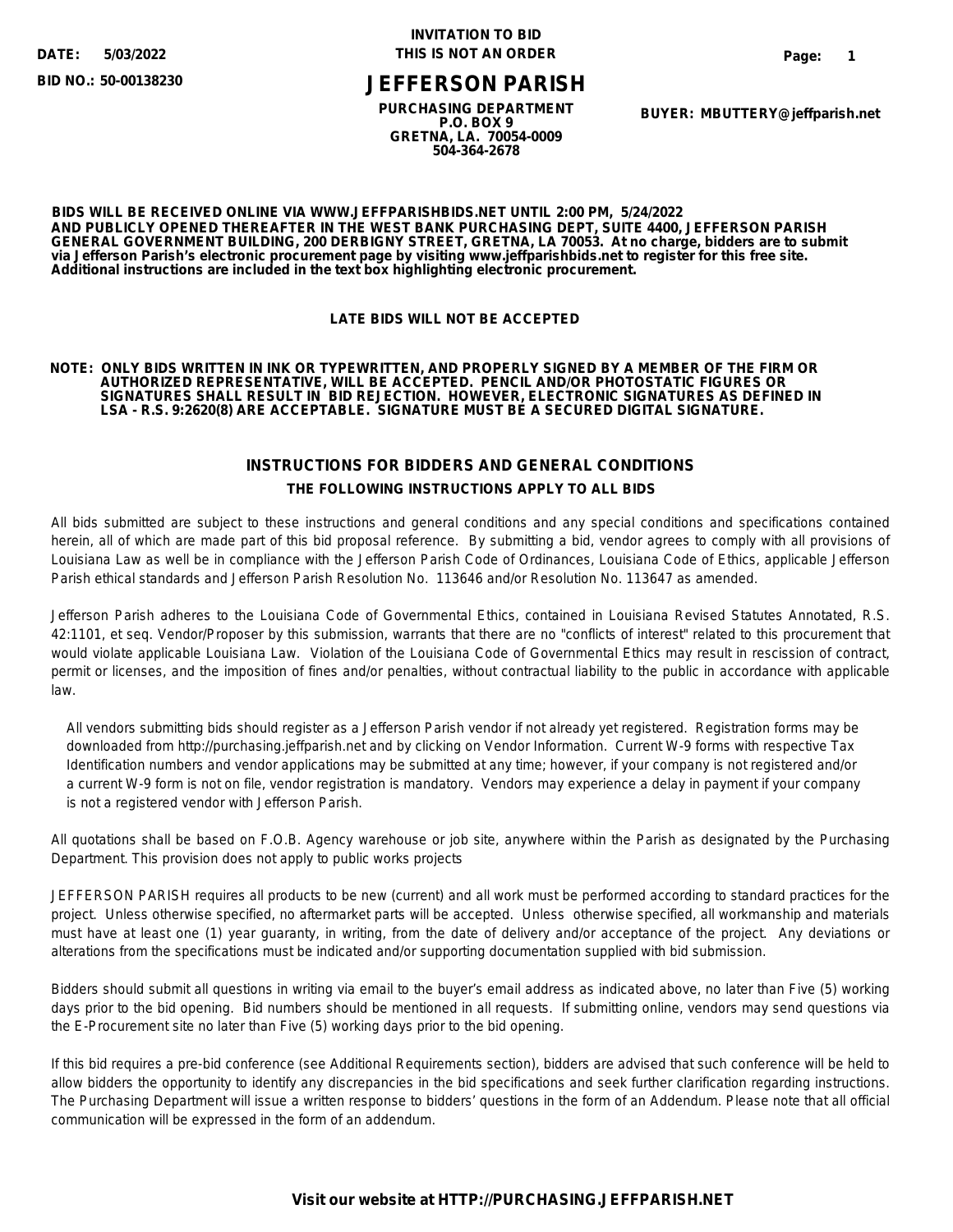**DATE: 5/03/2022**

**BID NO.: 50-00138230**

**INVITATION TO BID**
**THIS IS NOT AN ORDER**

# JEFFERSON PARISH

**PURCHASING DEPARTMENT**
**P.O. BOX 9**
**GRETNA, LA. 70054-0009**
**504-364-2678**

**BUYER: MBUTTERY@jeffparish.net**

**BIDS WILL BE RECEIVED ONLINE VIA WWW.JEFFPARISHBIDS.NET UNTIL 2:00 PM, 5/24/2022 AND PUBLICLY OPENED THEREAFTER IN THE WEST BANK PURCHASING DEPT, SUITE 4400, JEFFERSON PARISH GENERAL GOVERNMENT BUILDING, 200 DERBIGNY STREET, GRETNA, LA 70053. At no charge, bidders are to submit via Jefferson Parish's electronic procurement page by visiting www.jeffparishbids.net to register for this free site. Additional instructions are included in the text box highlighting electronic procurement.**

**LATE BIDS WILL NOT BE ACCEPTED**

**NOTE: ONLY BIDS WRITTEN IN INK OR TYPEWRITTEN, AND PROPERLY SIGNED BY A MEMBER OF THE FIRM OR AUTHORIZED REPRESENTATIVE, WILL BE ACCEPTED. PENCIL AND/OR PHOTOSTATIC FIGURES OR SIGNATURES SHALL RESULT IN BID REJECTION. HOWEVER, ELECTRONIC SIGNATURES AS DEFINED IN LSA - R.S. 9:2620(8) ARE ACCEPTABLE. SIGNATURE MUST BE A SECURED DIGITAL SIGNATURE.**

## INSTRUCTIONS FOR BIDDERS AND GENERAL CONDITIONS

### THE FOLLOWING INSTRUCTIONS APPLY TO ALL BIDS

All bids submitted are subject to these instructions and general conditions and any special conditions and specifications contained herein, all of which are made part of this bid proposal reference. By submitting a bid, vendor agrees to comply with all provisions of Louisiana Law as well be in compliance with the Jefferson Parish Code of Ordinances, Louisiana Code of Ethics, applicable Jefferson Parish ethical standards and Jefferson Parish Resolution No. 113646 and/or Resolution No. 113647 as amended.

Jefferson Parish adheres to the Louisiana Code of Governmental Ethics, contained in Louisiana Revised Statutes Annotated, R.S. 42:1101, et seq. Vendor/Proposer by this submission, warrants that there are no "conflicts of interest" related to this procurement that would violate applicable Louisiana Law. Violation of the Louisiana Code of Governmental Ethics may result in rescission of contract, permit or licenses, and the imposition of fines and/or penalties, without contractual liability to the public in accordance with applicable law.

All vendors submitting bids should register as a Jefferson Parish vendor if not already yet registered. Registration forms may be downloaded from http://purchasing.jeffparish.net and by clicking on Vendor Information. Current W-9 forms with respective Tax Identification numbers and vendor applications may be submitted at any time; however, if your company is not registered and/or a current W-9 form is not on file, vendor registration is mandatory. Vendors may experience a delay in payment if your company is not a registered vendor with Jefferson Parish.

All quotations shall be based on F.O.B. Agency warehouse or job site, anywhere within the Parish as designated by the Purchasing Department. This provision does not apply to public works projects

JEFFERSON PARISH requires all products to be new (current) and all work must be performed according to standard practices for the project. Unless otherwise specified, no aftermarket parts will be accepted. Unless otherwise specified, all workmanship and materials must have at least one (1) year guaranty, in writing, from the date of delivery and/or acceptance of the project. Any deviations or alterations from the specifications must be indicated and/or supporting documentation supplied with bid submission.

Bidders should submit all questions in writing via email to the buyer's email address as indicated above, no later than Five (5) working days prior to the bid opening. Bid numbers should be mentioned in all requests. If submitting online, vendors may send questions via the E-Procurement site no later than Five (5) working days prior to the bid opening.

If this bid requires a pre-bid conference (see Additional Requirements section), bidders are advised that such conference will be held to allow bidders the opportunity to identify any discrepancies in the bid specifications and seek further clarification regarding instructions. The Purchasing Department will issue a written response to bidders' questions in the form of an Addendum. Please note that all official communication will be expressed in the form of an addendum.

**Visit our website at HTTP://PURCHASING.JEFFPARISH.NET**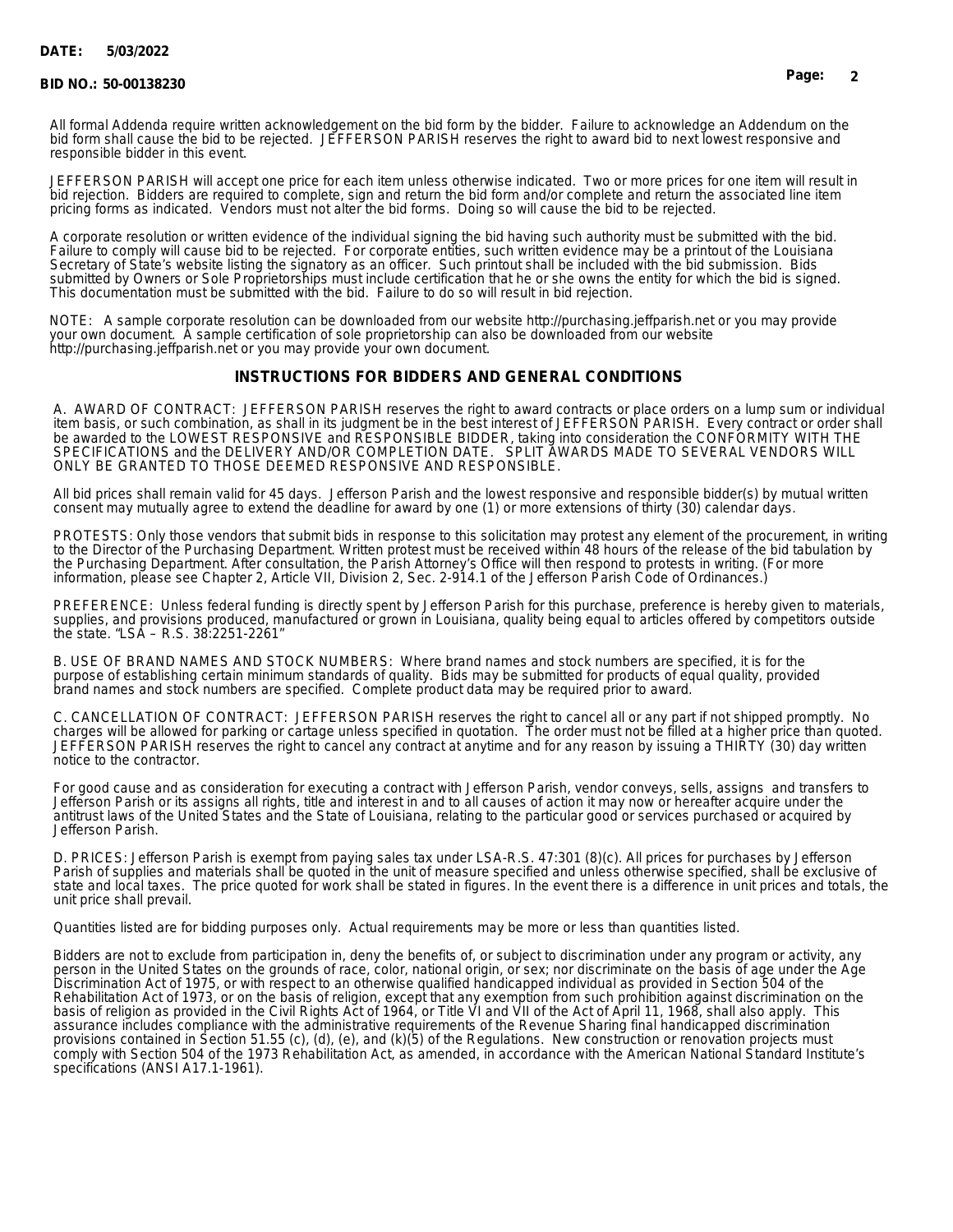All formal Addenda require written acknowledgement on the bid form by the bidder. Failure to acknowledge an Addendum on the bid form shall cause the bid to be rejected. JEFFERSON PARISH reserves the right to award bid to next lowest responsive and responsible bidder in this event.

JEFFERSON PARISH will accept one price for each item unless otherwise indicated. Two or more prices for one item will result in bid rejection. Bidders are required to complete, sign and return the bid form and/or complete and return the associated line item pricing forms as indicated. Vendors must not alter the bid forms. Doing so will cause the bid to be rejected.

A corporate resolution or written evidence of the individual signing the bid having such authority must be submitted with the bid. Failure to comply will cause bid to be rejected. For corporate entities, such written evidence may be a printout of the Louisiana Secretary of State's website listing the signatory as an officer. Such printout shall be included with the bid submission. Bids submitted by Owners or Sole Proprietorships must include certification that he or she owns the entity for which the bid is signed. This documentation must be submitted with the bid. Failure to do so will result in bid rejection.

NOTE: A sample corporate resolution can be downloaded from our website http://purchasing.jeffparish.net or you may provide your own document. A sample certification of sole proprietorship can also be downloaded from our website http://purchasing.jeffparish.net or you may provide your own document.

## INSTRUCTIONS FOR BIDDERS AND GENERAL CONDITIONS

A. AWARD OF CONTRACT: JEFFERSON PARISH reserves the right to award contracts or place orders on a lump sum or individual item basis, or such combination, as shall in its judgment be in the best interest of JEFFERSON PARISH. Every contract or order shall be awarded to the LOWEST RESPONSIVE and RESPONSIBLE BIDDER, taking into consideration the CONFORMITY WITH THE SPECIFICATIONS and the DELIVERY AND/OR COMPLETION DATE. SPLIT AWARDS MADE TO SEVERAL VENDORS WILL ONLY BE GRANTED TO THOSE DEEMED RESPONSIVE AND RESPONSIBLE.

All bid prices shall remain valid for 45 days. Jefferson Parish and the lowest responsive and responsible bidder(s) by mutual written consent may mutually agree to extend the deadline for award by one (1) or more extensions of thirty (30) calendar days.

PROTESTS: Only those vendors that submit bids in response to this solicitation may protest any element of the procurement, in writing to the Director of the Purchasing Department. Written protest must be received within 48 hours of the release of the bid tabulation by the Purchasing Department. After consultation, the Parish Attorney's Office will then respond to protests in writing. (For more information, please see Chapter 2, Article VII, Division 2, Sec. 2-914.1 of the Jefferson Parish Code of Ordinances.)

PREFERENCE: Unless federal funding is directly spent by Jefferson Parish for this purchase, preference is hereby given to materials, supplies, and provisions produced, manufactured or grown in Louisiana, quality being equal to articles offered by competitors outside the state. "LSA – R.S. 38:2251-2261"

B. USE OF BRAND NAMES AND STOCK NUMBERS: Where brand names and stock numbers are specified, it is for the purpose of establishing certain minimum standards of quality. Bids may be submitted for products of equal quality, provided brand names and stock numbers are specified. Complete product data may be required prior to award.

C. CANCELLATION OF CONTRACT: JEFFERSON PARISH reserves the right to cancel all or any part if not shipped promptly. No charges will be allowed for parking or cartage unless specified in quotation. The order must not be filled at a higher price than quoted. JEFFERSON PARISH reserves the right to cancel any contract at anytime and for any reason by issuing a THIRTY (30) day written notice to the contractor.

For good cause and as consideration for executing a contract with Jefferson Parish, vendor conveys, sells, assigns and transfers to Jefferson Parish or its assigns all rights, title and interest in and to all causes of action it may now or hereafter acquire under the antitrust laws of the United States and the State of Louisiana, relating to the particular good or services purchased or acquired by Jefferson Parish.

D. PRICES: Jefferson Parish is exempt from paying sales tax under LSA-R.S. 47:301 (8)(c). All prices for purchases by Jefferson Parish of supplies and materials shall be quoted in the unit of measure specified and unless otherwise specified, shall be exclusive of state and local taxes. The price quoted for work shall be stated in figures. In the event there is a difference in unit prices and totals, the unit price shall prevail.

Quantities listed are for bidding purposes only. Actual requirements may be more or less than quantities listed.

Bidders are not to exclude from participation in, deny the benefits of, or subject to discrimination under any program or activity, any person in the United States on the grounds of race, color, national origin, or sex; nor discriminate on the basis of age under the Age Discrimination Act of 1975, or with respect to an otherwise qualified handicapped individual as provided in Section 504 of the Rehabilitation Act of 1973, or on the basis of religion, except that any exemption from such prohibition against discrimination on the basis of religion as provided in the Civil Rights Act of 1964, or Title VI and VII of the Act of April 11, 1968, shall also apply. This assurance includes compliance with the administrative requirements of the Revenue Sharing final handicapped discrimination provisions contained in Section 51.55 (c), (d), (e), and (k)(5) of the Regulations. New construction or renovation projects must comply with Section 504 of the 1973 Rehabilitation Act, as amended, in accordance with the American National Standard Institute's specifications (ANSI A17.1-1961).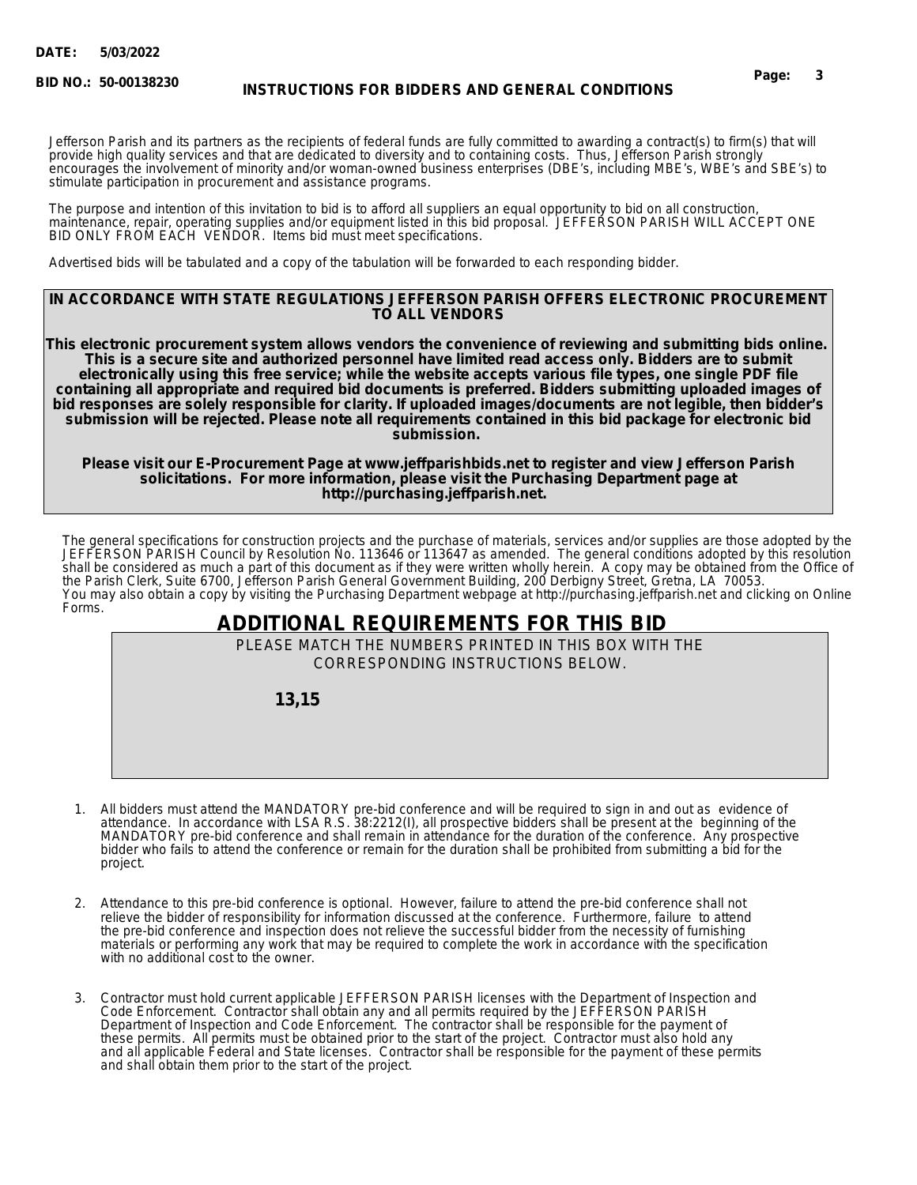Jefferson Parish and its partners as the recipients of federal funds are fully committed to awarding a contract(s) to firm(s) that will provide high quality services and that are dedicated to diversity and to containing costs. Thus, Jefferson Parish strongly encourages the involvement of minority and/or woman-owned business enterprises (DBE's, including MBE's, WBE's and SBE's) to stimulate participation in procurement and assistance programs.

The purpose and intention of this invitation to bid is to afford all suppliers an equal opportunity to bid on all construction, maintenance, repair, operating supplies and/or equipment listed in this bid proposal. JEFFERSON PARISH WILL ACCEPT ONE BID ONLY FROM EACH VENDOR. Items bid must meet specifications.

Advertised bids will be tabulated and a copy of the tabulation will be forwarded to each responding bidder.

**IN ACCORDANCE WITH STATE REGULATIONS JEFFERSON PARISH OFFERS ELECTRONIC PROCUREMENT TO ALL VENDORS**

**This electronic procurement system allows vendors the convenience of reviewing and submitting bids online. This is a secure site and authorized personnel have limited read access only. Bidders are to submit electronically using this free service; while the website accepts various file types, one single PDF file containing all appropriate and required bid documents is preferred. Bidders submitting uploaded images of bid responses are solely responsible for clarity. If uploaded images/documents are not legible, then bidder's submission will be rejected. Please note all requirements contained in this bid package for electronic bid submission.**

**Please visit our E-Procurement Page at www.jeffparishbids.net to register and view Jefferson Parish solicitations. For more information, please visit the Purchasing Department page at http://purchasing.jeffparish.net.**

The general specifications for construction projects and the purchase of materials, services and/or supplies are those adopted by the JEFFERSON PARISH Council by Resolution No. 113646 or 113647 as amended. The general conditions adopted by this resolution shall be considered as much a part of this document as if they were written wholly herein. A copy may be obtained from the Office of the Parish Clerk, Suite 6700, Jefferson Parish General Government Building, 200 Derbigny Street, Gretna, LA 70053. You may also obtain a copy by visiting the Purchasing Department webpage at http://purchasing.jeffparish.net and clicking on Online Forms.

## ADDITIONAL REQUIREMENTS FOR THIS BID

PLEASE MATCH THE NUMBERS PRINTED IN THIS BOX WITH THE CORRESPONDING INSTRUCTIONS BELOW.

**13,15**

1. All bidders must attend the MANDATORY pre-bid conference and will be required to sign in and out as evidence of attendance. In accordance with LSA R.S. 38:2212(I), all prospective bidders shall be present at the beginning of the MANDATORY pre-bid conference and shall remain in attendance for the duration of the conference. Any prospective bidder who fails to attend the conference or remain for the duration shall be prohibited from submitting a bid for the project.

2. Attendance to this pre-bid conference is optional. However, failure to attend the pre-bid conference shall not relieve the bidder of responsibility for information discussed at the conference. Furthermore, failure to attend the pre-bid conference and inspection does not relieve the successful bidder from the necessity of furnishing materials or performing any work that may be required to complete the work in accordance with the specification with no additional cost to the owner.

3. Contractor must hold current applicable JEFFERSON PARISH licenses with the Department of Inspection and Code Enforcement. Contractor shall obtain any and all permits required by the JEFFERSON PARISH Department of Inspection and Code Enforcement. The contractor shall be responsible for the payment of these permits. All permits must be obtained prior to the start of the project. Contractor must also hold any and all applicable Federal and State licenses. Contractor shall be responsible for the payment of these permits and shall obtain them prior to the start of the project.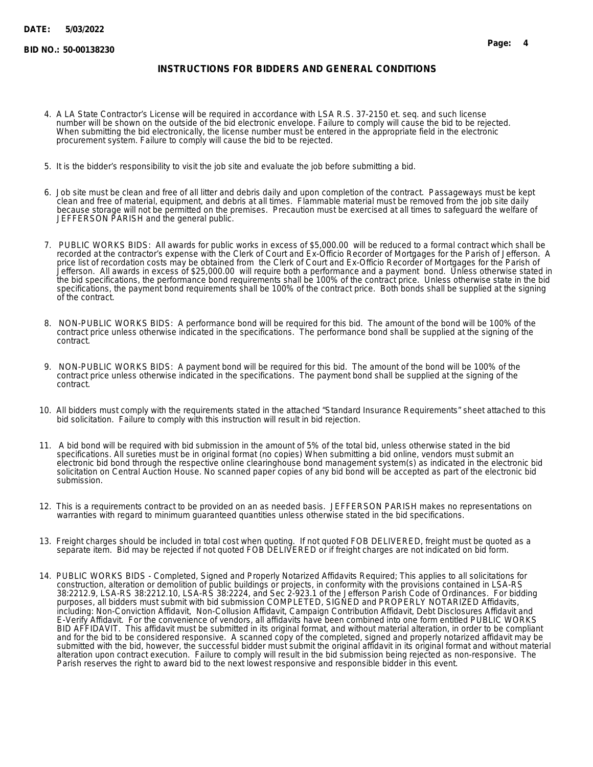## INSTRUCTIONS FOR BIDDERS AND GENERAL CONDITIONS

4. A LA State Contractor's License will be required in accordance with LSA R.S. 37-2150 et. seq. and such license number will be shown on the outside of the bid electronic envelope. Failure to comply will cause the bid to be rejected. When submitting the bid electronically, the license number must be entered in the appropriate field in the electronic procurement system. Failure to comply will cause the bid to be rejected.

5. It is the bidder's responsibility to visit the job site and evaluate the job before submitting a bid.

6. Job site must be clean and free of all litter and debris daily and upon completion of the contract. Passageways must be kept clean and free of material, equipment, and debris at all times. Flammable material must be removed from the job site daily because storage will not be permitted on the premises. Precaution must be exercised at all times to safeguard the welfare of JEFFERSON PARISH and the general public.

7. PUBLIC WORKS BIDS: All awards for public works in excess of $5,000.00 will be reduced to a formal contract which shall be recorded at the contractor's expense with the Clerk of Court and Ex-Officio Recorder of Mortgages for the Parish of Jefferson. A price list of recordation costs may be obtained from the Clerk of Court and Ex-Officio Recorder of Mortgages for the Parish of Jefferson. All awards in excess of $25,000.00 will require both a performance and a payment bond. Unless otherwise stated in the bid specifications, the performance bond requirements shall be 100% of the contract price. Unless otherwise state in the bid specifications, the payment bond requirements shall be 100% of the contract price. Both bonds shall be supplied at the signing of the contract.

8. NON-PUBLIC WORKS BIDS: A performance bond will be required for this bid. The amount of the bond will be 100% of the contract price unless otherwise indicated in the specifications. The performance bond shall be supplied at the signing of the contract.

9. NON-PUBLIC WORKS BIDS: A payment bond will be required for this bid. The amount of the bond will be 100% of the contract price unless otherwise indicated in the specifications. The payment bond shall be supplied at the signing of the contract.

10. All bidders must comply with the requirements stated in the attached "Standard Insurance Requirements" sheet attached to this bid solicitation. Failure to comply with this instruction will result in bid rejection.

11. A bid bond will be required with bid submission in the amount of 5% of the total bid, unless otherwise stated in the bid specifications. All sureties must be in original format (no copies) When submitting a bid online, vendors must submit an electronic bid bond through the respective online clearinghouse bond management system(s) as indicated in the electronic bid solicitation on Central Auction House. No scanned paper copies of any bid bond will be accepted as part of the electronic bid submission.

12. This is a requirements contract to be provided on an as needed basis. JEFFERSON PARISH makes no representations on warranties with regard to minimum guaranteed quantities unless otherwise stated in the bid specifications.

13. Freight charges should be included in total cost when quoting. If not quoted FOB DELIVERED, freight must be quoted as a separate item. Bid may be rejected if not quoted FOB DELIVERED or if freight charges are not indicated on bid form.

14. PUBLIC WORKS BIDS - Completed, Signed and Properly Notarized Affidavits Required; This applies to all solicitations for construction, alteration or demolition of public buildings or projects, in conformity with the provisions contained in LSA-RS 38:2212.9, LSA-RS 38:2212.10, LSA-RS 38:2224, and Sec 2-923.1 of the Jefferson Parish Code of Ordinances. For bidding purposes, all bidders must submit with bid submission COMPLETED, SIGNED and PROPERLY NOTARIZED Affidavits, including: Non-Conviction Affidavit, Non-Collusion Affidavit, Campaign Contribution Affidavit, Debt Disclosures Affidavit and E-Verify Affidavit. For the convenience of vendors, all affidavits have been combined into one form entitled PUBLIC WORKS BID AFFIDAVIT. This affidavit must be submitted in its original format, and without material alteration, in order to be compliant and for the bid to be considered responsive. A scanned copy of the completed, signed and properly notarized affidavit may be submitted with the bid, however, the successful bidder must submit the original affidavit in its original format and without material alteration upon contract execution. Failure to comply will result in the bid submission being rejected as non-responsive. The Parish reserves the right to award bid to the next lowest responsive and responsible bidder in this event.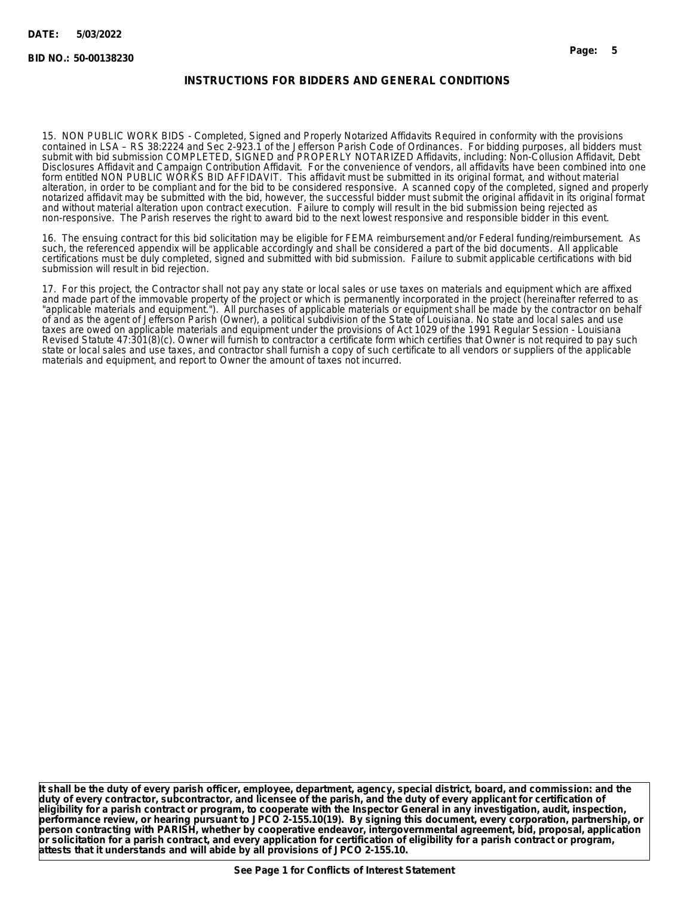## INSTRUCTIONS FOR BIDDERS AND GENERAL CONDITIONS

15. NON PUBLIC WORK BIDS - Completed, Signed and Properly Notarized Affidavits Required in conformity with the provisions contained in LSA – RS 38:2224 and Sec 2-923.1 of the Jefferson Parish Code of Ordinances. For bidding purposes, all bidders must submit with bid submission COMPLETED, SIGNED and PROPERLY NOTARIZED Affidavits, including: Non-Collusion Affidavit, Debt Disclosures Affidavit and Campaign Contribution Affidavit. For the convenience of vendors, all affidavits have been combined into one form entitled NON PUBLIC WORKS BID AFFIDAVIT. This affidavit must be submitted in its original format, and without material alteration, in order to be compliant and for the bid to be considered responsive. A scanned copy of the completed, signed and properly notarized affidavit may be submitted with the bid, however, the successful bidder must submit the original affidavit in its original format and without material alteration upon contract execution. Failure to comply will result in the bid submission being rejected as non-responsive. The Parish reserves the right to award bid to the next lowest responsive and responsible bidder in this event.

16. The ensuing contract for this bid solicitation may be eligible for FEMA reimbursement and/or Federal funding/reimbursement. As such, the referenced appendix will be applicable accordingly and shall be considered a part of the bid documents. All applicable certifications must be duly completed, signed and submitted with bid submission. Failure to submit applicable certifications with bid submission will result in bid rejection.

17. For this project, the Contractor shall not pay any state or local sales or use taxes on materials and equipment which are affixed and made part of the immovable property of the project or which is permanently incorporated in the project (hereinafter referred to as "applicable materials and equipment."). All purchases of applicable materials or equipment shall be made by the contractor on behalf of and as the agent of Jefferson Parish (Owner), a political subdivision of the State of Louisiana. No state and local sales and use taxes are owed on applicable materials and equipment under the provisions of Act 1029 of the 1991 Regular Session - Louisiana Revised Statute 47:301(8)(c). Owner will furnish to contractor a certificate form which certifies that Owner is not required to pay such state or local sales and use taxes, and contractor shall furnish a copy of such certificate to all vendors or suppliers of the applicable materials and equipment, and report to Owner the amount of taxes not incurred.

**It shall be the duty of every parish officer, employee, department, agency, special district, board, and commission: and the duty of every contractor, subcontractor, and licensee of the parish, and the duty of every applicant for certification of eligibility for a parish contract or program, to cooperate with the Inspector General in any investigation, audit, inspection, performance review, or hearing pursuant to JPCO 2-155.10(19). By signing this document, every corporation, partnership, or person contracting with PARISH, whether by cooperative endeavor, intergovernmental agreement, bid, proposal, application or solicitation for a parish contract, and every application for certification of eligibility for a parish contract or program, attests that it understands and will abide by all provisions of JPCO 2-155.10.**

**See Page 1 for Conflicts of Interest Statement**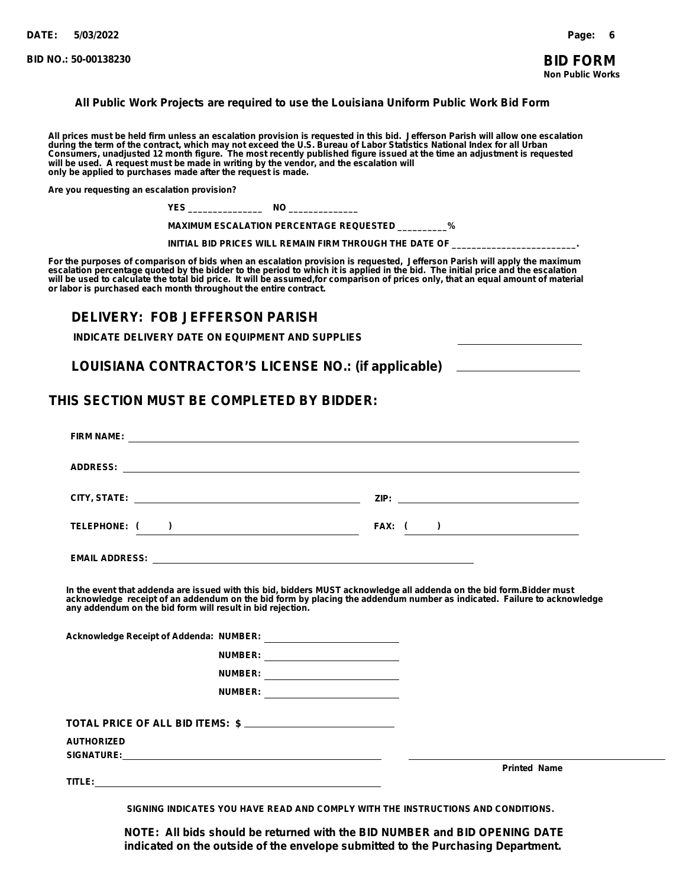DATE: 5/03/2022

BID NO.: 50-00138230

# BID FORM
Non Public Works

**All Public Work Projects are required to use the Louisiana Uniform Public Work Bid Form**

**All prices must be held firm unless an escalation provision is requested in this bid. Jefferson Parish will allow one escalation during the term of the contract, which may not exceed the U.S. Bureau of Labor Statistics National Index for all Urban Consumers, unadjusted 12 month figure. The most recently published figure issued at the time an adjustment is requested will be used. A request must be made in writing by the vendor, and the escalation will only be applied to purchases made after the request is made.**

**Are you requesting an escalation provision?**

**YES _______________ NO ______________**

**MAXIMUM ESCALATION PERCENTAGE REQUESTED __________%**

**INITIAL BID PRICES WILL REMAIN FIRM THROUGH THE DATE OF _________________________.**

**For the purposes of comparison of bids when an escalation provision is requested, Jefferson Parish will apply the maximum escalation percentage quoted by the bidder to the period to which it is applied in the bid. The initial price and the escalation will be used to calculate the total bid price. It will be assumed,for comparison of prices only, that an equal amount of material or labor is purchased each month throughout the entire contract.**

## DELIVERY: FOB JEFFERSON PARISH

**INDICATE DELIVERY DATE ON EQUIPMENT AND SUPPLIES** ____________________

## LOUISIANA CONTRACTOR'S LICENSE NO.: (if applicable) ____________________

## THIS SECTION MUST BE COMPLETED BY BIDDER:

**FIRM NAME:** ____________________________________________

**ADDRESS:** ____________________________________________

**CITY, STATE:** ________________________ **ZIP:** ____________________

**TELEPHONE: (     )** ________________________ **FAX: (     )** ____________________

**EMAIL ADDRESS:** ____________________________________________

**In the event that addenda are issued with this bid, bidders MUST acknowledge all addenda on the bid form.Bidder must acknowledge receipt of an addendum on the bid form by placing the addendum number as indicated. Failure to acknowledge any addendum on the bid form will result in bid rejection.**

**Acknowledge Receipt of Addenda: NUMBER:** ____________________

**NUMBER:** ____________________

**NUMBER:** ____________________

**NUMBER:** ____________________

**TOTAL PRICE OF ALL BID ITEMS: $** ____________________

**AUTHORIZED SIGNATURE:** ______________________________ ______________________________
**Printed Name**

**TITLE:** ______________________________

**SIGNING INDICATES YOU HAVE READ AND COMPLY WITH THE INSTRUCTIONS AND CONDITIONS.**

**NOTE: All bids should be returned with the BID NUMBER and BID OPENING DATE indicated on the outside of the envelope submitted to the Purchasing Department.**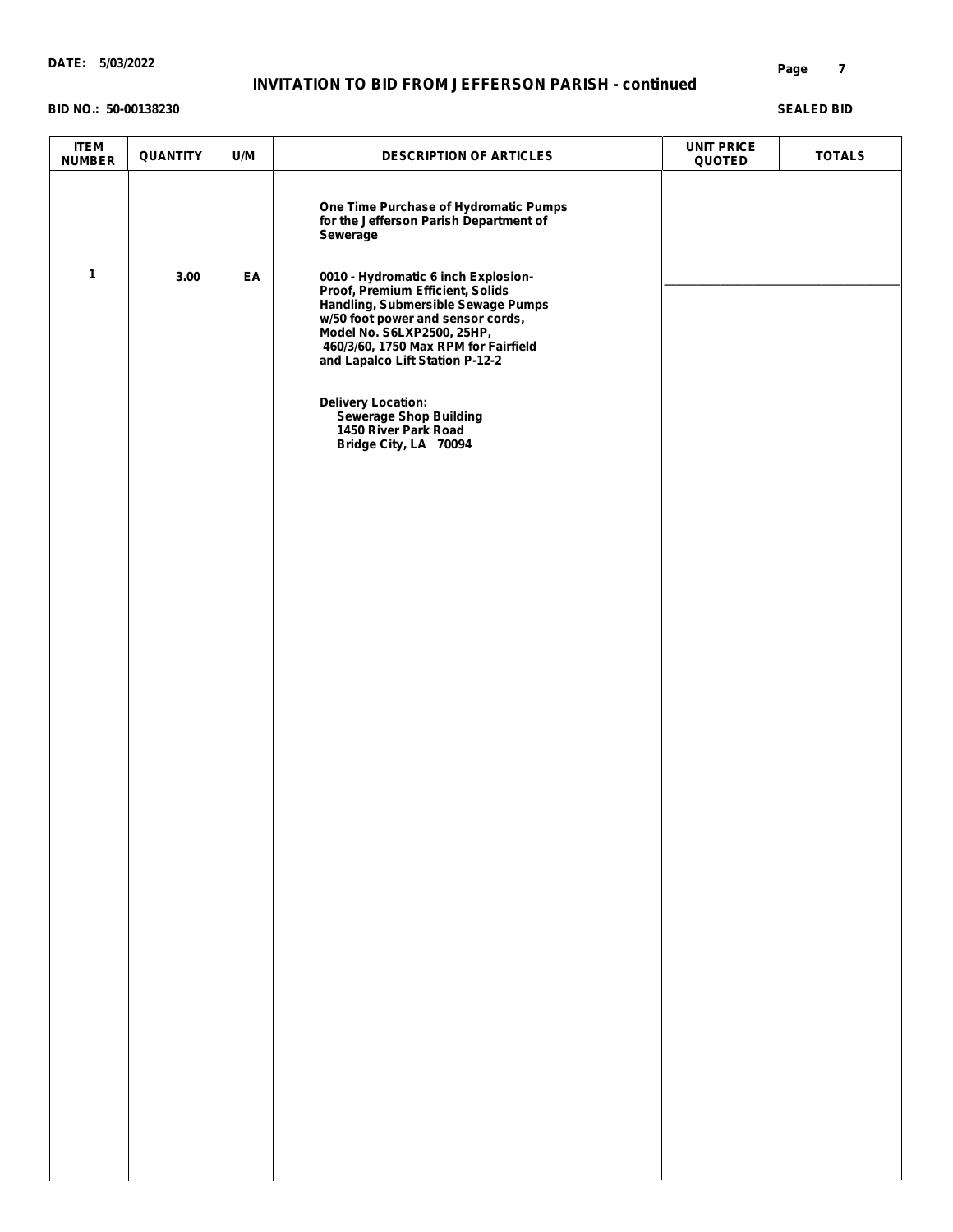DATE: 5/03/2022

## INVITATION TO BID FROM JEFFERSON PARISH - continued

BID NO.: 50-00138230

SEALED BID

| ITEM NUMBER | QUANTITY | U/M | DESCRIPTION OF ARTICLES | UNIT PRICE QUOTED | TOTALS |
|---|---|---|---|---|---|
| | | | **One Time Purchase of Hydromatic Pumps for the Jefferson Parish Department of Sewerage** | | |
| 1 | 3.00 | EA | 0010 - Hydromatic 6 inch Explosion-Proof, Premium Efficient, Solids Handling, Submersible Sewage Pumps w/50 foot power and sensor cords, Model No. S6LXP2500, 25HP, 460/3/60, 1750 Max RPM for Fairfield and Lapalco Lift Station P-12-2<br><br>Delivery Location:<br>Sewerage Shop Building<br>1450 River Park Road<br>Bridge City, LA 70094 | ________ | ________ |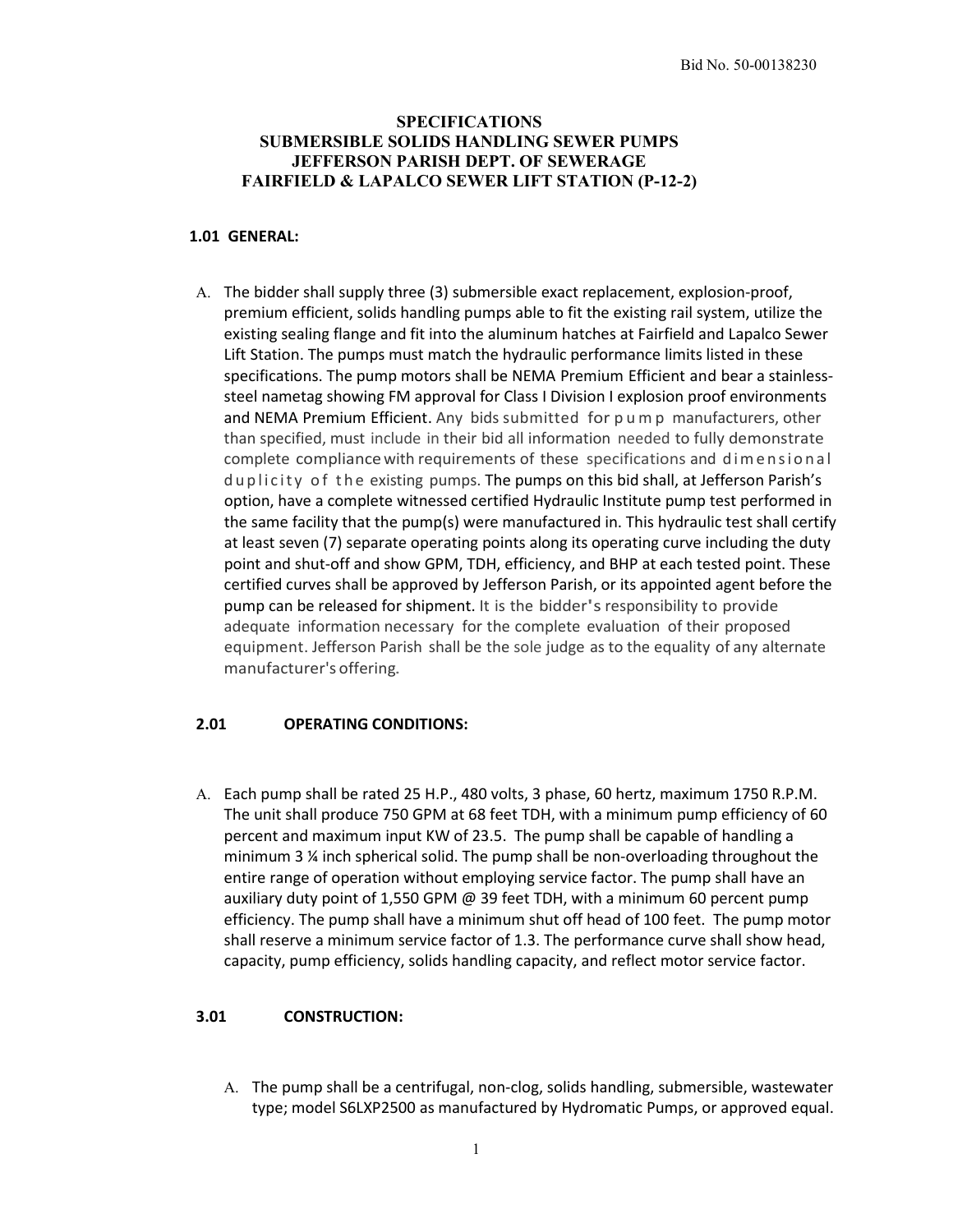**SPECIFICATIONS**
**SUBMERSIBLE SOLIDS HANDLING SEWER PUMPS**
**JEFFERSON PARISH DEPT. OF SEWERAGE**
**FAIRFIELD & LAPALCO SEWER LIFT STATION (P-12-2)**

## 1.01 GENERAL:

A. The bidder shall supply three (3) submersible exact replacement, explosion-proof, premium efficient, solids handling pumps able to fit the existing rail system, utilize the existing sealing flange and fit into the aluminum hatches at Fairfield and Lapalco Sewer Lift Station. The pumps must match the hydraulic performance limits listed in these specifications. The pump motors shall be NEMA Premium Efficient and bear a stainless-steel nametag showing FM approval for Class I Division I explosion proof environments and NEMA Premium Efficient. Any bids submitted for pump manufacturers, other than specified, must include in their bid all information needed to fully demonstrate complete compliance with requirements of these specifications and dimensional duplicity of the existing pumps. The pumps on this bid shall, at Jefferson Parish's option, have a complete witnessed certified Hydraulic Institute pump test performed in the same facility that the pump(s) were manufactured in. This hydraulic test shall certify at least seven (7) separate operating points along its operating curve including the duty point and shut-off and show GPM, TDH, efficiency, and BHP at each tested point. These certified curves shall be approved by Jefferson Parish, or its appointed agent before the pump can be released for shipment. It is the bidder's responsibility to provide adequate information necessary for the complete evaluation of their proposed equipment. Jefferson Parish shall be the sole judge as to the equality of any alternate manufacturer's offering.

## 2.01 OPERATING CONDITIONS:

A. Each pump shall be rated 25 H.P., 480 volts, 3 phase, 60 hertz, maximum 1750 R.P.M. The unit shall produce 750 GPM at 68 feet TDH, with a minimum pump efficiency of 60 percent and maximum input KW of 23.5. The pump shall be capable of handling a minimum 3 ¼ inch spherical solid. The pump shall be non-overloading throughout the entire range of operation without employing service factor. The pump shall have an auxiliary duty point of 1,550 GPM @ 39 feet TDH, with a minimum 60 percent pump efficiency. The pump shall have a minimum shut off head of 100 feet. The pump motor shall reserve a minimum service factor of 1.3. The performance curve shall show head, capacity, pump efficiency, solids handling capacity, and reflect motor service factor.

## 3.01 CONSTRUCTION:

A. The pump shall be a centrifugal, non-clog, solids handling, submersible, wastewater type; model S6LXP2500 as manufactured by Hydromatic Pumps, or approved equal.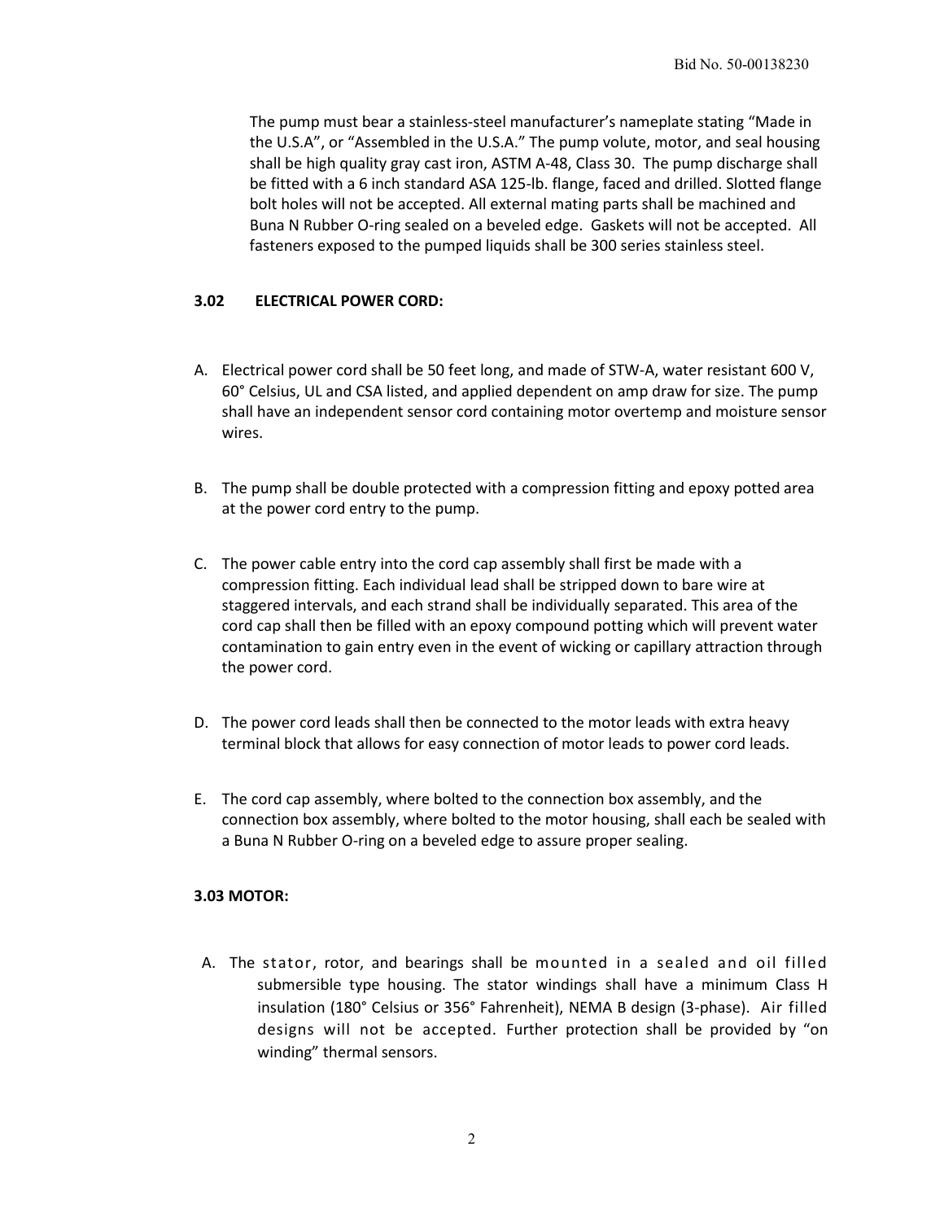The pump must bear a stainless-steel manufacturer's nameplate stating "Made in the U.S.A", or "Assembled in the U.S.A." The pump volute, motor, and seal housing shall be high quality gray cast iron, ASTM A-48, Class 30. The pump discharge shall be fitted with a 6 inch standard ASA 125-lb. flange, faced and drilled. Slotted flange bolt holes will not be accepted. All external mating parts shall be machined and Buna N Rubber O-ring sealed on a beveled edge. Gaskets will not be accepted. All fasteners exposed to the pumped liquids shall be 300 series stainless steel.

### 3.02 ELECTRICAL POWER CORD:

A. Electrical power cord shall be 50 feet long, and made of STW-A, water resistant 600 V, 60° Celsius, UL and CSA listed, and applied dependent on amp draw for size. The pump shall have an independent sensor cord containing motor overtemp and moisture sensor wires.

B. The pump shall be double protected with a compression fitting and epoxy potted area at the power cord entry to the pump.

C. The power cable entry into the cord cap assembly shall first be made with a compression fitting. Each individual lead shall be stripped down to bare wire at staggered intervals, and each strand shall be individually separated. This area of the cord cap shall then be filled with an epoxy compound potting which will prevent water contamination to gain entry even in the event of wicking or capillary attraction through the power cord.

D. The power cord leads shall then be connected to the motor leads with extra heavy terminal block that allows for easy connection of motor leads to power cord leads.

E. The cord cap assembly, where bolted to the connection box assembly, and the connection box assembly, where bolted to the motor housing, shall each be sealed with a Buna N Rubber O-ring on a beveled edge to assure proper sealing.

### 3.03 MOTOR:

A. The stator, rotor, and bearings shall be mounted in a sealed and oil filled submersible type housing. The stator windings shall have a minimum Class H insulation (180° Celsius or 356° Fahrenheit), NEMA B design (3-phase). Air filled designs will not be accepted. Further protection shall be provided by "on winding" thermal sensors.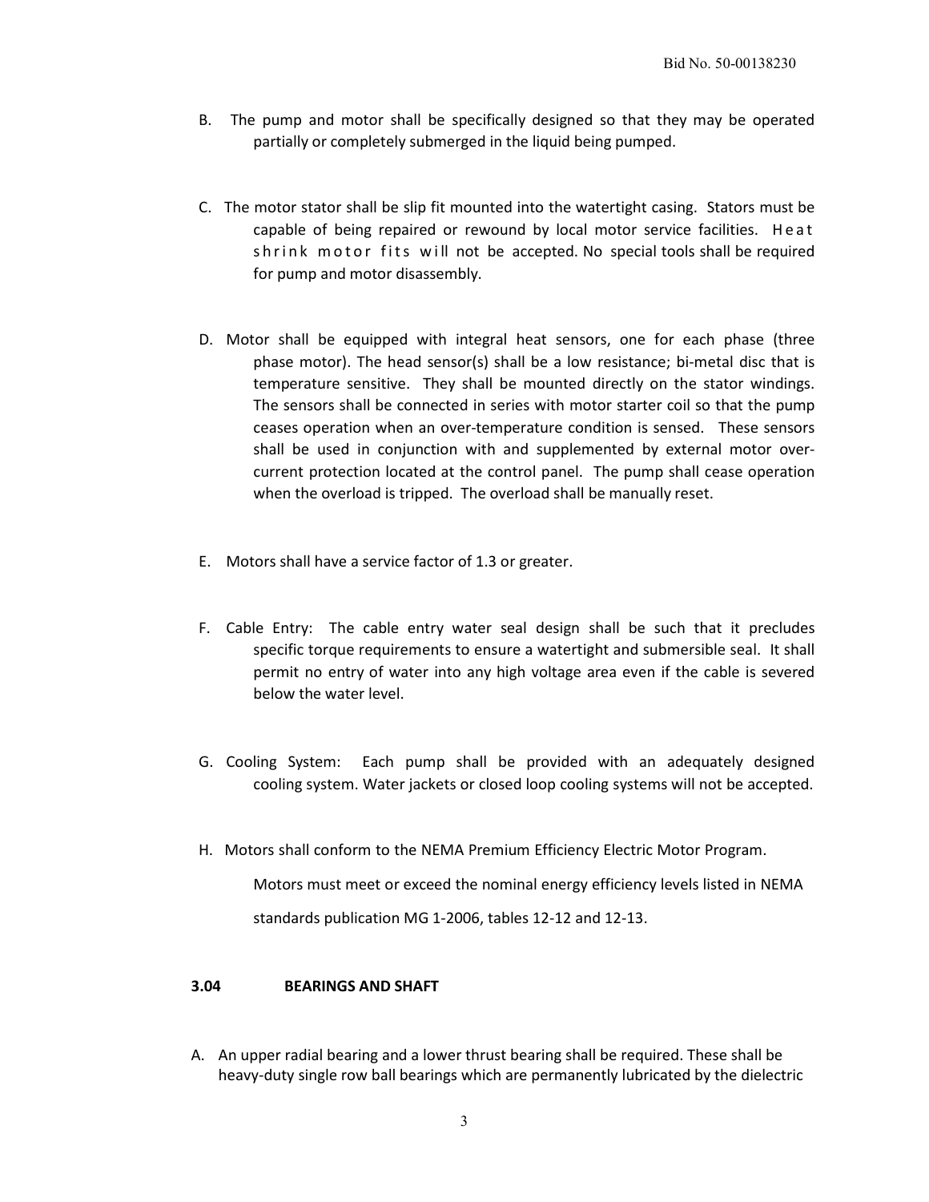B. The pump and motor shall be specifically designed so that they may be operated partially or completely submerged in the liquid being pumped.

C. The motor stator shall be slip fit mounted into the watertight casing. Stators must be capable of being repaired or rewound by local motor service facilities. Heat shrink motor fits will not be accepted. No special tools shall be required for pump and motor disassembly.

D. Motor shall be equipped with integral heat sensors, one for each phase (three phase motor). The head sensor(s) shall be a low resistance; bi-metal disc that is temperature sensitive. They shall be mounted directly on the stator windings. The sensors shall be connected in series with motor starter coil so that the pump ceases operation when an over-temperature condition is sensed. These sensors shall be used in conjunction with and supplemented by external motor over-current protection located at the control panel. The pump shall cease operation when the overload is tripped. The overload shall be manually reset.

E. Motors shall have a service factor of 1.3 or greater.

F. Cable Entry: The cable entry water seal design shall be such that it precludes specific torque requirements to ensure a watertight and submersible seal. It shall permit no entry of water into any high voltage area even if the cable is severed below the water level.

G. Cooling System: Each pump shall be provided with an adequately designed cooling system. Water jackets or closed loop cooling systems will not be accepted.

H. Motors shall conform to the NEMA Premium Efficiency Electric Motor Program.

Motors must meet or exceed the nominal energy efficiency levels listed in NEMA standards publication MG 1-2006, tables 12-12 and 12-13.

### 3.04 BEARINGS AND SHAFT

A. An upper radial bearing and a lower thrust bearing shall be required. These shall be heavy-duty single row ball bearings which are permanently lubricated by the dielectric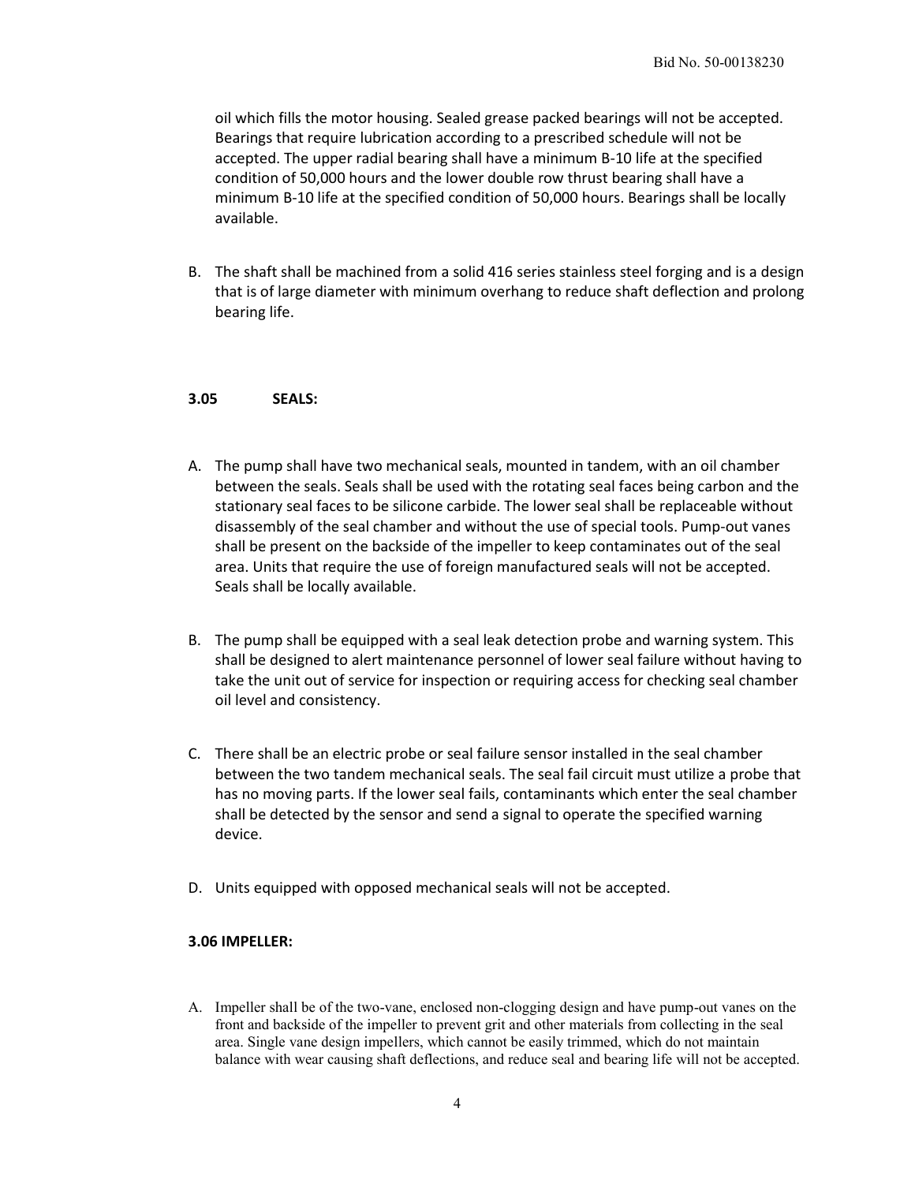oil which fills the motor housing. Sealed grease packed bearings will not be accepted. Bearings that require lubrication according to a prescribed schedule will not be accepted. The upper radial bearing shall have a minimum B-10 life at the specified condition of 50,000 hours and the lower double row thrust bearing shall have a minimum B-10 life at the specified condition of 50,000 hours. Bearings shall be locally available.

B. The shaft shall be machined from a solid 416 series stainless steel forging and is a design that is of large diameter with minimum overhang to reduce shaft deflection and prolong bearing life.

**3.05 SEALS:**

A. The pump shall have two mechanical seals, mounted in tandem, with an oil chamber between the seals. Seals shall be used with the rotating seal faces being carbon and the stationary seal faces to be silicone carbide. The lower seal shall be replaceable without disassembly of the seal chamber and without the use of special tools. Pump-out vanes shall be present on the backside of the impeller to keep contaminates out of the seal area. Units that require the use of foreign manufactured seals will not be accepted. Seals shall be locally available.

B. The pump shall be equipped with a seal leak detection probe and warning system. This shall be designed to alert maintenance personnel of lower seal failure without having to take the unit out of service for inspection or requiring access for checking seal chamber oil level and consistency.

C. There shall be an electric probe or seal failure sensor installed in the seal chamber between the two tandem mechanical seals. The seal fail circuit must utilize a probe that has no moving parts. If the lower seal fails, contaminants which enter the seal chamber shall be detected by the sensor and send a signal to operate the specified warning device.

D. Units equipped with opposed mechanical seals will not be accepted.

**3.06 IMPELLER:**

A. Impeller shall be of the two-vane, enclosed non-clogging design and have pump-out vanes on the front and backside of the impeller to prevent grit and other materials from collecting in the seal area. Single vane design impellers, which cannot be easily trimmed, which do not maintain balance with wear causing shaft deflections, and reduce seal and bearing life will not be accepted.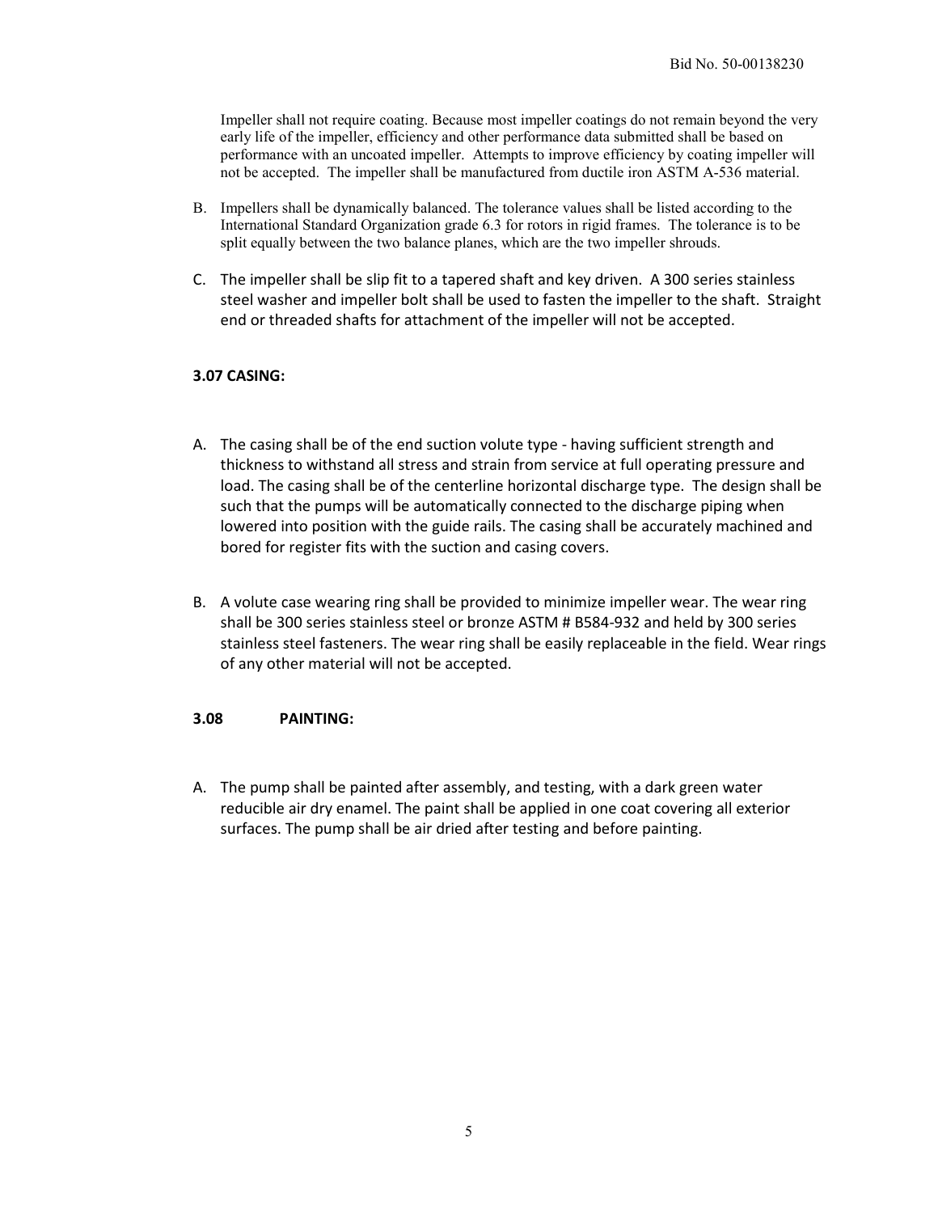Impeller shall not require coating. Because most impeller coatings do not remain beyond the very early life of the impeller, efficiency and other performance data submitted shall be based on performance with an uncoated impeller. Attempts to improve efficiency by coating impeller will not be accepted. The impeller shall be manufactured from ductile iron ASTM A-536 material.

B. Impellers shall be dynamically balanced. The tolerance values shall be listed according to the International Standard Organization grade 6.3 for rotors in rigid frames. The tolerance is to be split equally between the two balance planes, which are the two impeller shrouds.

C. The impeller shall be slip fit to a tapered shaft and key driven. A 300 series stainless steel washer and impeller bolt shall be used to fasten the impeller to the shaft. Straight end or threaded shafts for attachment of the impeller will not be accepted.

**3.07 CASING:**

A. The casing shall be of the end suction volute type - having sufficient strength and thickness to withstand all stress and strain from service at full operating pressure and load. The casing shall be of the centerline horizontal discharge type. The design shall be such that the pumps will be automatically connected to the discharge piping when lowered into position with the guide rails. The casing shall be accurately machined and bored for register fits with the suction and casing covers.

B. A volute case wearing ring shall be provided to minimize impeller wear. The wear ring shall be 300 series stainless steel or bronze ASTM # B584-932 and held by 300 series stainless steel fasteners. The wear ring shall be easily replaceable in the field. Wear rings of any other material will not be accepted.

**3.08 PAINTING:**

A. The pump shall be painted after assembly, and testing, with a dark green water reducible air dry enamel. The paint shall be applied in one coat covering all exterior surfaces. The pump shall be air dried after testing and before painting.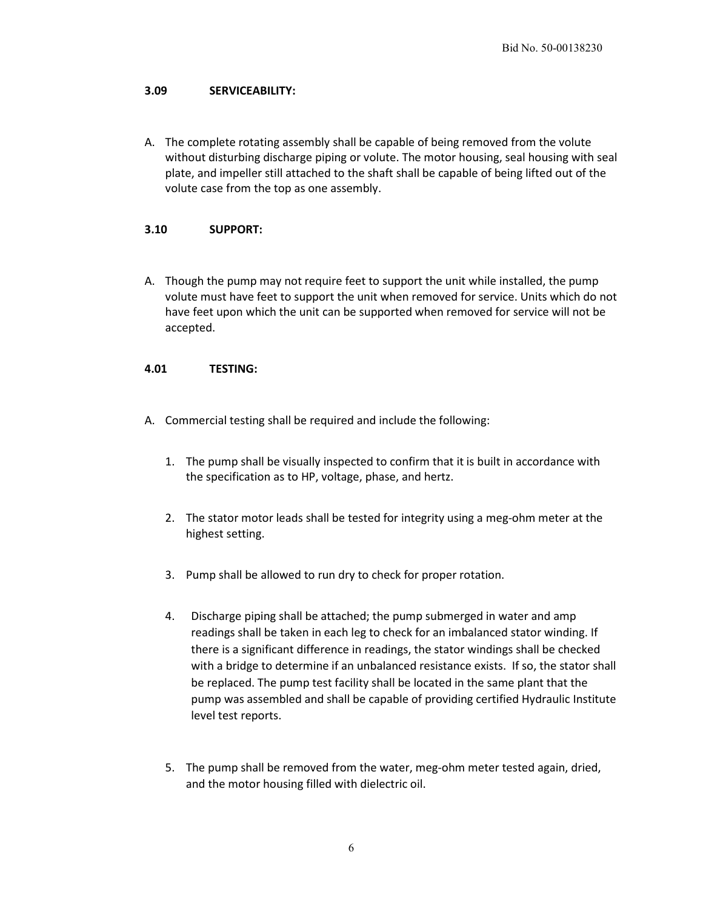### 3.09 SERVICEABILITY:

A. The complete rotating assembly shall be capable of being removed from the volute without disturbing discharge piping or volute. The motor housing, seal housing with seal plate, and impeller still attached to the shaft shall be capable of being lifted out of the volute case from the top as one assembly.

### 3.10 SUPPORT:

A. Though the pump may not require feet to support the unit while installed, the pump volute must have feet to support the unit when removed for service. Units which do not have feet upon which the unit can be supported when removed for service will not be accepted.

### 4.01 TESTING:

A. Commercial testing shall be required and include the following:

1. The pump shall be visually inspected to confirm that it is built in accordance with the specification as to HP, voltage, phase, and hertz.

2. The stator motor leads shall be tested for integrity using a meg-ohm meter at the highest setting.

3. Pump shall be allowed to run dry to check for proper rotation.

4. Discharge piping shall be attached; the pump submerged in water and amp readings shall be taken in each leg to check for an imbalanced stator winding. If there is a significant difference in readings, the stator windings shall be checked with a bridge to determine if an unbalanced resistance exists. If so, the stator shall be replaced. The pump test facility shall be located in the same plant that the pump was assembled and shall be capable of providing certified Hydraulic Institute level test reports.

5. The pump shall be removed from the water, meg-ohm meter tested again, dried, and the motor housing filled with dielectric oil.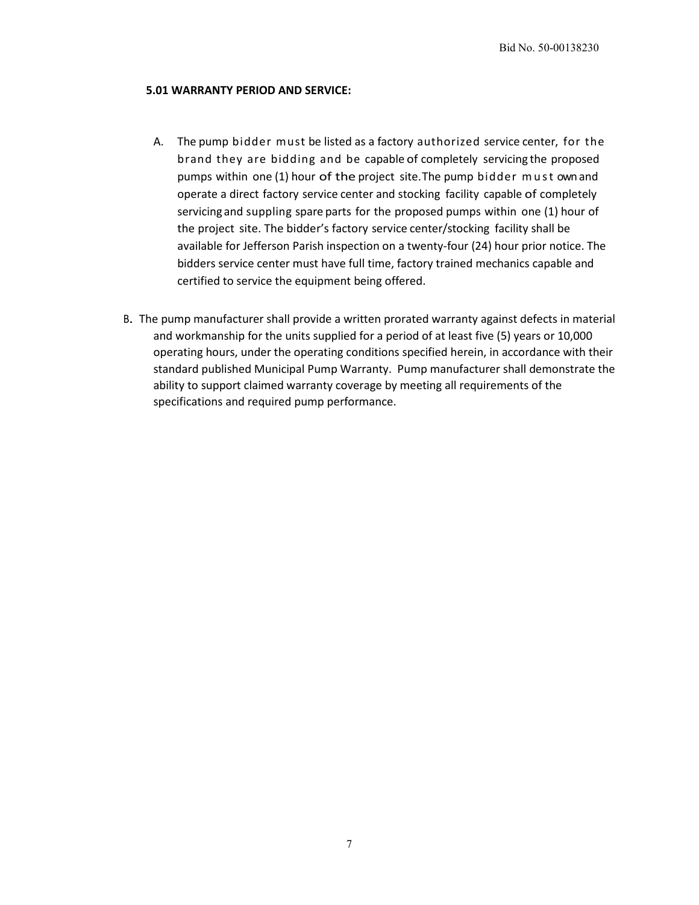**5.01 WARRANTY PERIOD AND SERVICE:**

A. The pump bidder must be listed as a factory authorized service center, for the brand they are bidding and be capable of completely servicing the proposed pumps within one (1) hour of the project site. The pump bidder must own and operate a direct factory service center and stocking facility capable of completely servicing and suppling spare parts for the proposed pumps within one (1) hour of the project site. The bidder's factory service center/stocking facility shall be available for Jefferson Parish inspection on a twenty-four (24) hour prior notice. The bidders service center must have full time, factory trained mechanics capable and certified to service the equipment being offered.

B. The pump manufacturer shall provide a written prorated warranty against defects in material and workmanship for the units supplied for a period of at least five (5) years or 10,000 operating hours, under the operating conditions specified herein, in accordance with their standard published Municipal Pump Warranty. Pump manufacturer shall demonstrate the ability to support claimed warranty coverage by meeting all requirements of the specifications and required pump performance.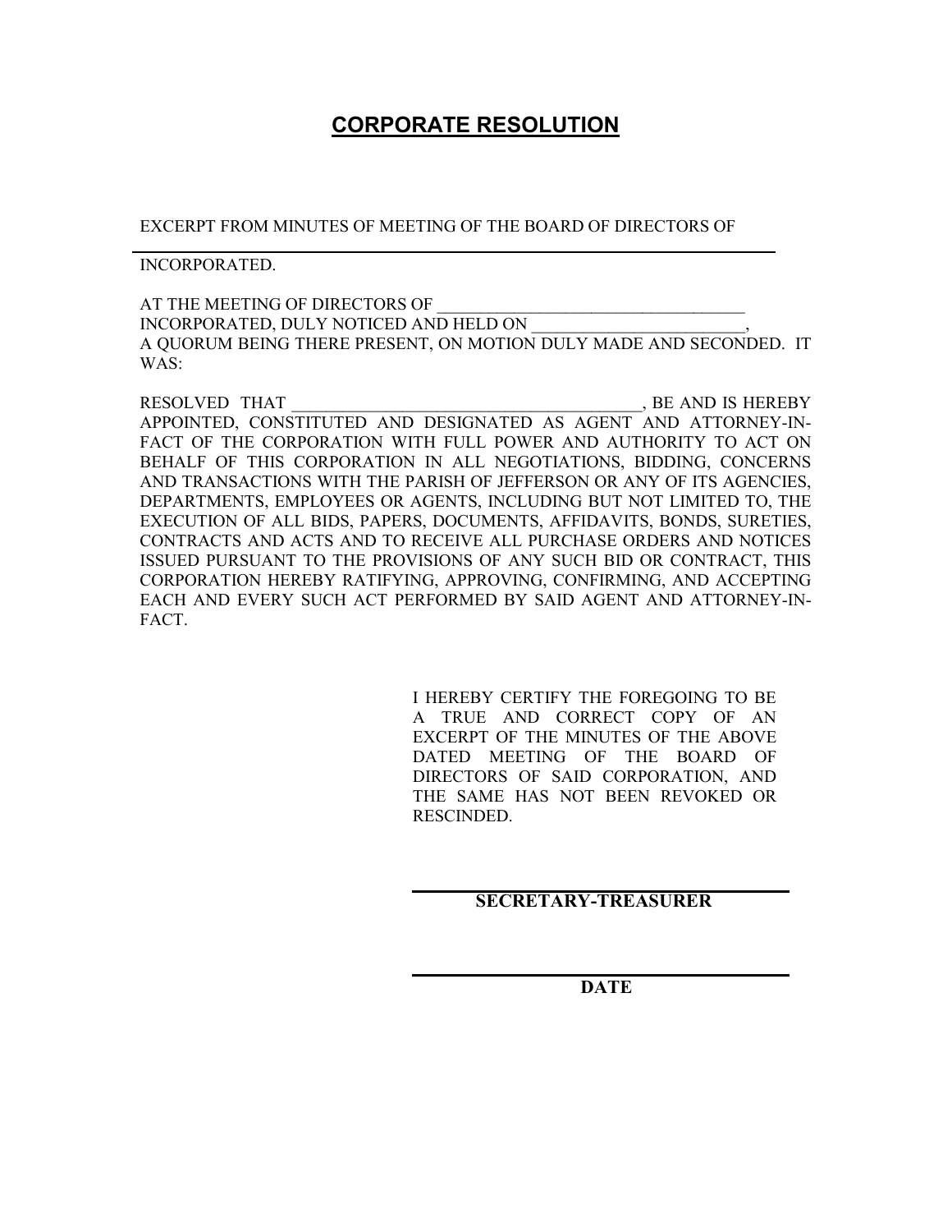# CORPORATE RESOLUTION

EXCERPT FROM MINUTES OF MEETING OF THE BOARD OF DIRECTORS OF

_____________________________________________________

INCORPORATED.

AT THE MEETING OF DIRECTORS OF ____________________________________ INCORPORATED, DULY NOTICED AND HELD ON _________________________, A QUORUM BEING THERE PRESENT, ON MOTION DULY MADE AND SECONDED. IT WAS:

RESOLVED THAT _________________________________________, BE AND IS HEREBY APPOINTED, CONSTITUTED AND DESIGNATED AS AGENT AND ATTORNEY-IN-FACT OF THE CORPORATION WITH FULL POWER AND AUTHORITY TO ACT ON BEHALF OF THIS CORPORATION IN ALL NEGOTIATIONS, BIDDING, CONCERNS AND TRANSACTIONS WITH THE PARISH OF JEFFERSON OR ANY OF ITS AGENCIES, DEPARTMENTS, EMPLOYEES OR AGENTS, INCLUDING BUT NOT LIMITED TO, THE EXECUTION OF ALL BIDS, PAPERS, DOCUMENTS, AFFIDAVITS, BONDS, SURETIES, CONTRACTS AND ACTS AND TO RECEIVE ALL PURCHASE ORDERS AND NOTICES ISSUED PURSUANT TO THE PROVISIONS OF ANY SUCH BID OR CONTRACT, THIS CORPORATION HEREBY RATIFYING, APPROVING, CONFIRMING, AND ACCEPTING EACH AND EVERY SUCH ACT PERFORMED BY SAID AGENT AND ATTORNEY-IN-FACT.

I HEREBY CERTIFY THE FOREGOING TO BE A TRUE AND CORRECT COPY OF AN EXCERPT OF THE MINUTES OF THE ABOVE DATED MEETING OF THE BOARD OF DIRECTORS OF SAID CORPORATION, AND THE SAME HAS NOT BEEN REVOKED OR RESCINDED.

_____________________________________

**SECRETARY-TREASURER**

_____________________________________

**DATE**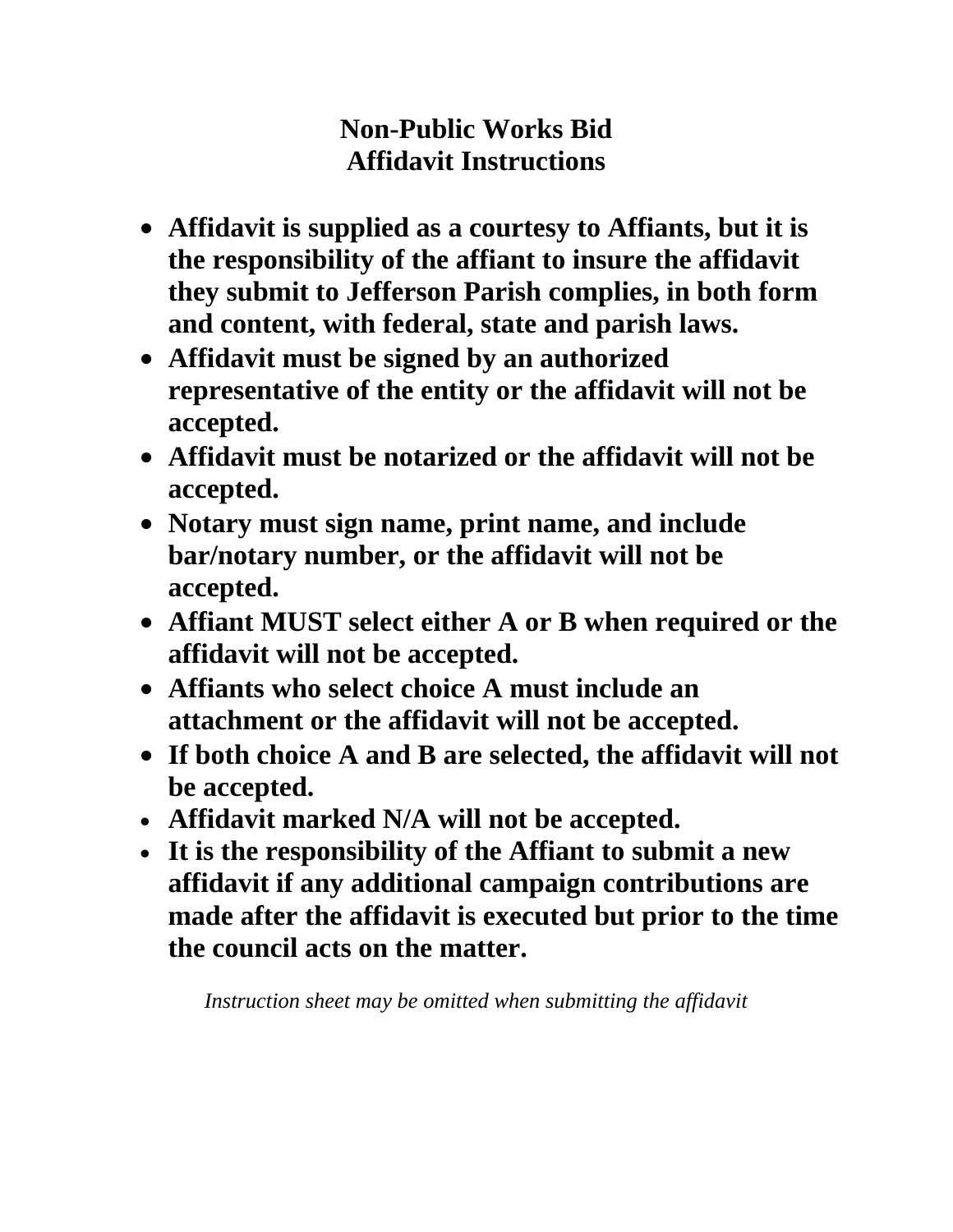# Non-Public Works Bid
# Affidavit Instructions

- **Affidavit is supplied as a courtesy to Affiants, but it is the responsibility of the affiant to insure the affidavit they submit to Jefferson Parish complies, in both form and content, with federal, state and parish laws.**
- **Affidavit must be signed by an authorized representative of the entity or the affidavit will not be accepted.**
- **Affidavit must be notarized or the affidavit will not be accepted.**
- **Notary must sign name, print name, and include bar/notary number, or the affidavit will not be accepted.**
- **Affiant MUST select either A or B when required or the affidavit will not be accepted.**
- **Affiants who select choice A must include an attachment or the affidavit will not be accepted.**
- **If both choice A and B are selected, the affidavit will not be accepted.**
- **Affidavit marked N/A will not be accepted.**
- **It is the responsibility of the Affiant to submit a new affidavit if any additional campaign contributions are made after the affidavit is executed but prior to the time the council acts on the matter.**

*Instruction sheet may be omitted when submitting the affidavit*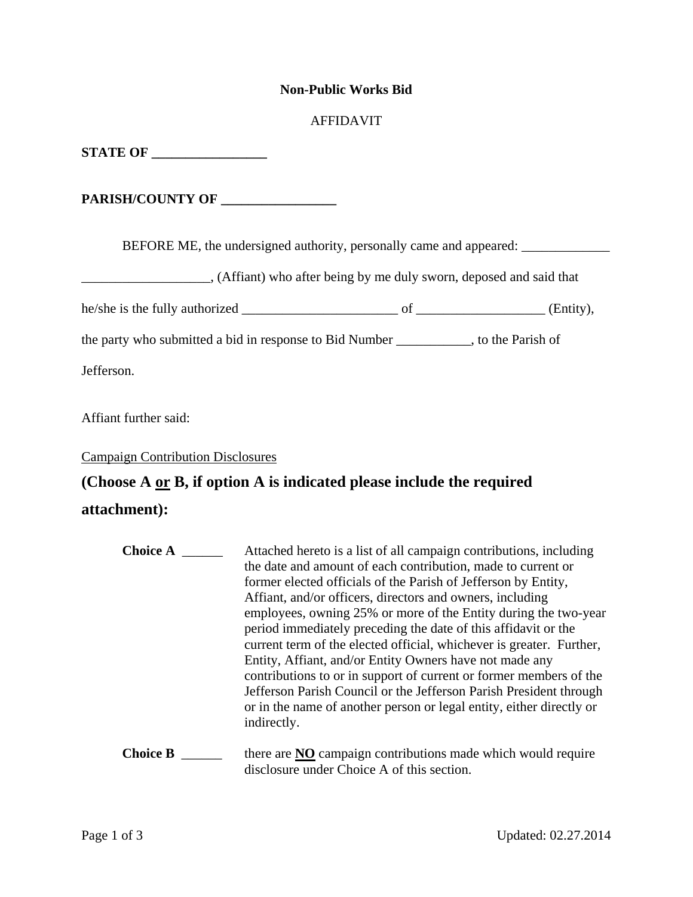**Non-Public Works Bid**

AFFIDAVIT

**STATE OF \_\_\_\_\_\_\_\_\_\_\_\_\_\_\_\_\_**

**PARISH/COUNTY OF \_\_\_\_\_\_\_\_\_\_\_\_\_\_\_\_\_**

BEFORE ME, the undersigned authority, personally came and appeared: \_\_\_\_\_\_\_\_\_\_\_\_\_ \_\_\_\_\_\_\_\_\_\_\_\_\_\_\_\_\_\_\_, (Affiant) who after being by me duly sworn, deposed and said that he/she is the fully authorized \_\_\_\_\_\_\_\_\_\_\_\_\_\_\_\_\_\_\_\_\_\_\_ of \_\_\_\_\_\_\_\_\_\_\_\_\_\_\_\_\_\_\_ (Entity), the party who submitted a bid in response to Bid Number \_\_\_\_\_\_\_\_\_\_\_, to the Parish of Jefferson.

Affiant further said:

<u>Campaign Contribution Disclosures</u>

**(Choose A <u>or</u> B, if option A is indicated please include the required attachment):**

**Choice A** \_\_\_\_\_\_ Attached hereto is a list of all campaign contributions, including the date and amount of each contribution, made to current or former elected officials of the Parish of Jefferson by Entity, Affiant, and/or officers, directors and owners, including employees, owning 25% or more of the Entity during the two-year period immediately preceding the date of this affidavit or the current term of the elected official, whichever is greater. Further, Entity, Affiant, and/or Entity Owners have not made any contributions to or in support of current or former members of the Jefferson Parish Council or the Jefferson Parish President through or in the name of another person or legal entity, either directly or indirectly.

**Choice B** \_\_\_\_\_\_ there are **<u>NO</u>** campaign contributions made which would require disclosure under Choice A of this section.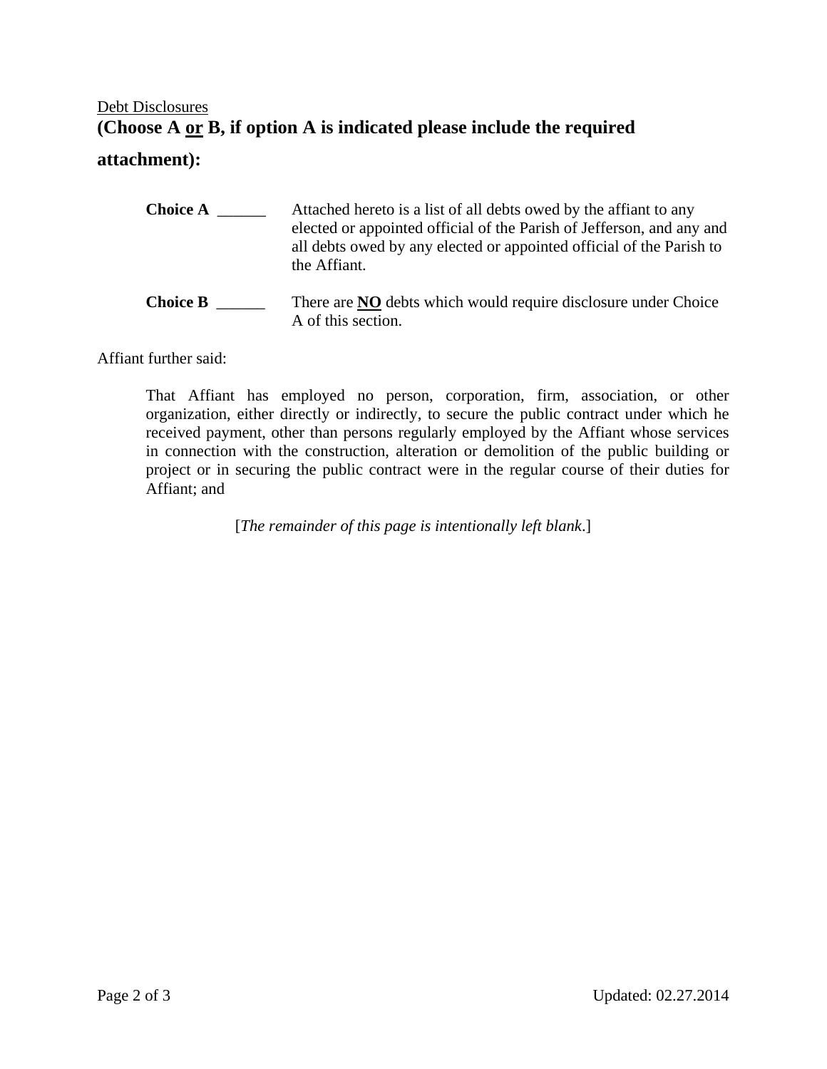Debt Disclosures

**(Choose A or B, if option A is indicated please include the required attachment):**

**Choice A** ______ Attached hereto is a list of all debts owed by the affiant to any elected or appointed official of the Parish of Jefferson, and any and all debts owed by any elected or appointed official of the Parish to the Affiant.

**Choice B** ______ There are **NO** debts which would require disclosure under Choice A of this section.

Affiant further said:

That Affiant has employed no person, corporation, firm, association, or other organization, either directly or indirectly, to secure the public contract under which he received payment, other than persons regularly employed by the Affiant whose services in connection with the construction, alteration or demolition of the public building or project or in securing the public contract were in the regular course of their duties for Affiant; and

[*The remainder of this page is intentionally left blank*.]

Updated: 02.27.2014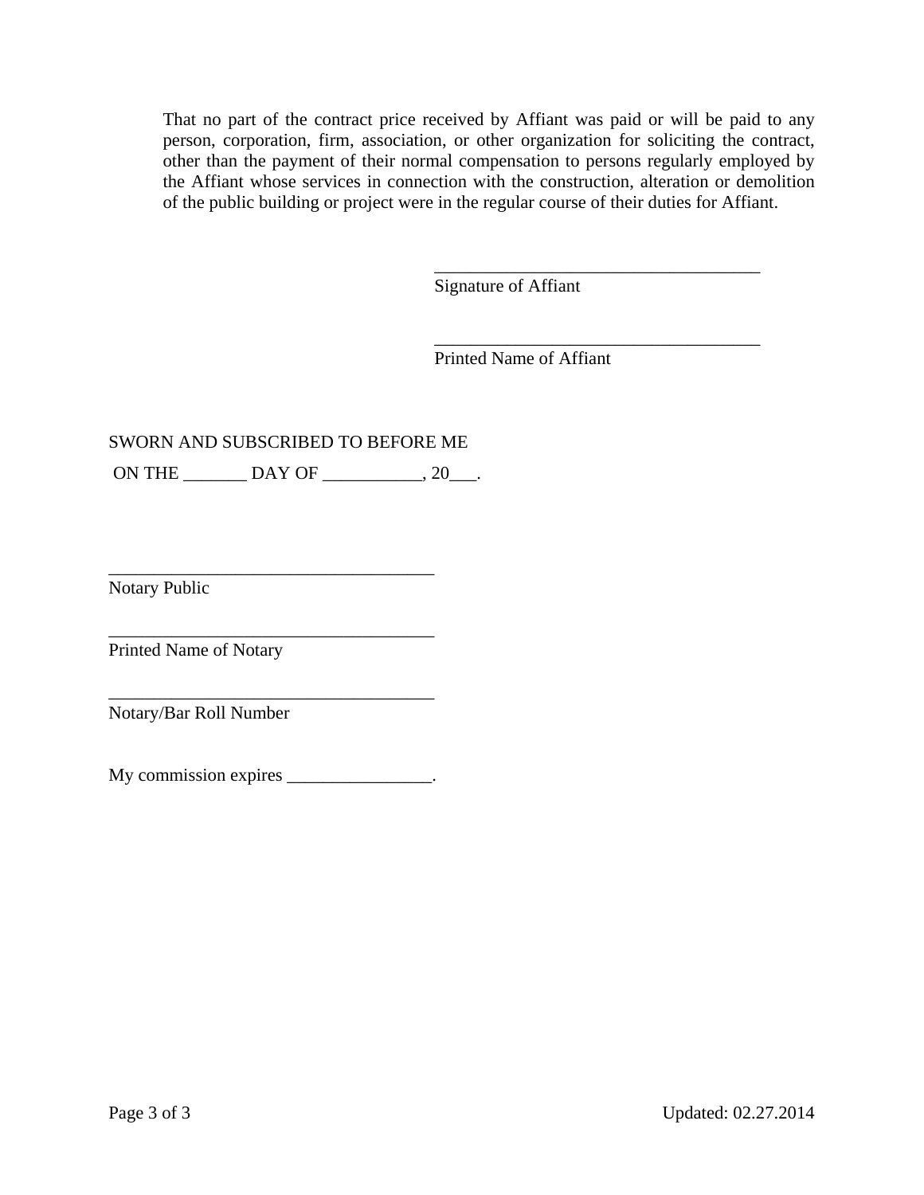That no part of the contract price received by Affiant was paid or will be paid to any person, corporation, firm, association, or other organization for soliciting the contract, other than the payment of their normal compensation to persons regularly employed by the Affiant whose services in connection with the construction, alteration or demolition of the public building or project were in the regular course of their duties for Affiant.

_____________________________________
Signature of Affiant

_____________________________________
Printed Name of Affiant

SWORN AND SUBSCRIBED TO BEFORE ME

ON THE _______ DAY OF ___________, 20___.

_____________________________________
Notary Public

_____________________________________
Printed Name of Notary

_____________________________________
Notary/Bar Roll Number

My commission expires ________________.

Updated: 02.27.2014